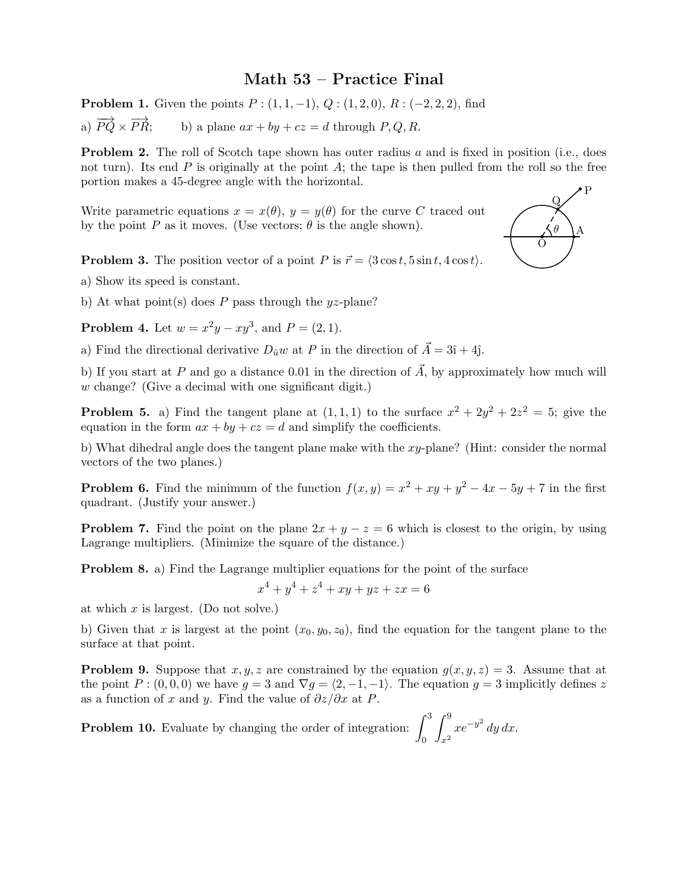# Math 53 – Practice Final

**Problem 1.** Given the points $P : (1, 1, -1)$, $Q : (1, 2, 0)$, $R : (-2, 2, 2)$, find

a) $\overrightarrow{PQ} \times \overrightarrow{PR}$;  b) a plane $ax + by + cz = d$ through $P, Q, R$.

**Problem 2.** The roll of Scotch tape shown has outer radius $a$ and is fixed in position (i.e., does not turn). Its end $P$ is originally at the point $A$; the tape is then pulled from the roll so the free portion makes a 45-degree angle with the horizontal.

Write parametric equations $x = x(\theta)$, $y = y(\theta)$ for the curve $C$ traced out by the point $P$ as it moves. (Use vectors; $\theta$ is the angle shown).

**Problem 3.** The position vector of a point $P$ is $\vec{r} = \langle 3\cos t, 5\sin t, 4\cos t \rangle$.

a) Show its speed is constant.

b) At what point(s) does $P$ pass through the $yz$-plane?

**Problem 4.** Let $w = x^2y - xy^3$, and $P = (2, 1)$.

a) Find the directional derivative $D_{\hat{u}}w$ at $P$ in the direction of $\vec{A} = 3\hat{\imath} + 4\hat{\jmath}$.

b) If you start at $P$ and go a distance 0.01 in the direction of $\vec{A}$, by approximately how much will $w$ change? (Give a decimal with one significant digit.)

**Problem 5.** a) Find the tangent plane at $(1, 1, 1)$ to the surface $x^2 + 2y^2 + 2z^2 = 5$; give the equation in the form $ax + by + cz = d$ and simplify the coefficients.

b) What dihedral angle does the tangent plane make with the $xy$-plane? (Hint: consider the normal vectors of the two planes.)

**Problem 6.** Find the minimum of the function $f(x, y) = x^2 + xy + y^2 - 4x - 5y + 7$ in the first quadrant. (Justify your answer.)

**Problem 7.** Find the point on the plane $2x + y - z = 6$ which is closest to the origin, by using Lagrange multipliers. (Minimize the square of the distance.)

**Problem 8.** a) Find the Lagrange multiplier equations for the point of the surface

$$x^4 + y^4 + z^4 + xy + yz + zx = 6$$

at which $x$ is largest. (Do not solve.)

b) Given that $x$ is largest at the point $(x_0, y_0, z_0)$, find the equation for the tangent plane to the surface at that point.

**Problem 9.** Suppose that $x, y, z$ are constrained by the equation $g(x, y, z) = 3$. Assume that at the point $P : (0, 0, 0)$ we have $g = 3$ and $\nabla g = \langle 2, -1, -1 \rangle$. The equation $g = 3$ implicitly defines $z$ as a function of $x$ and $y$. Find the value of $\partial z / \partial x$ at $P$.

**Problem 10.** Evaluate by changing the order of integration: $\displaystyle\int_0^3 \int_{x^2}^9 x e^{-y^2}\, dy\, dx$.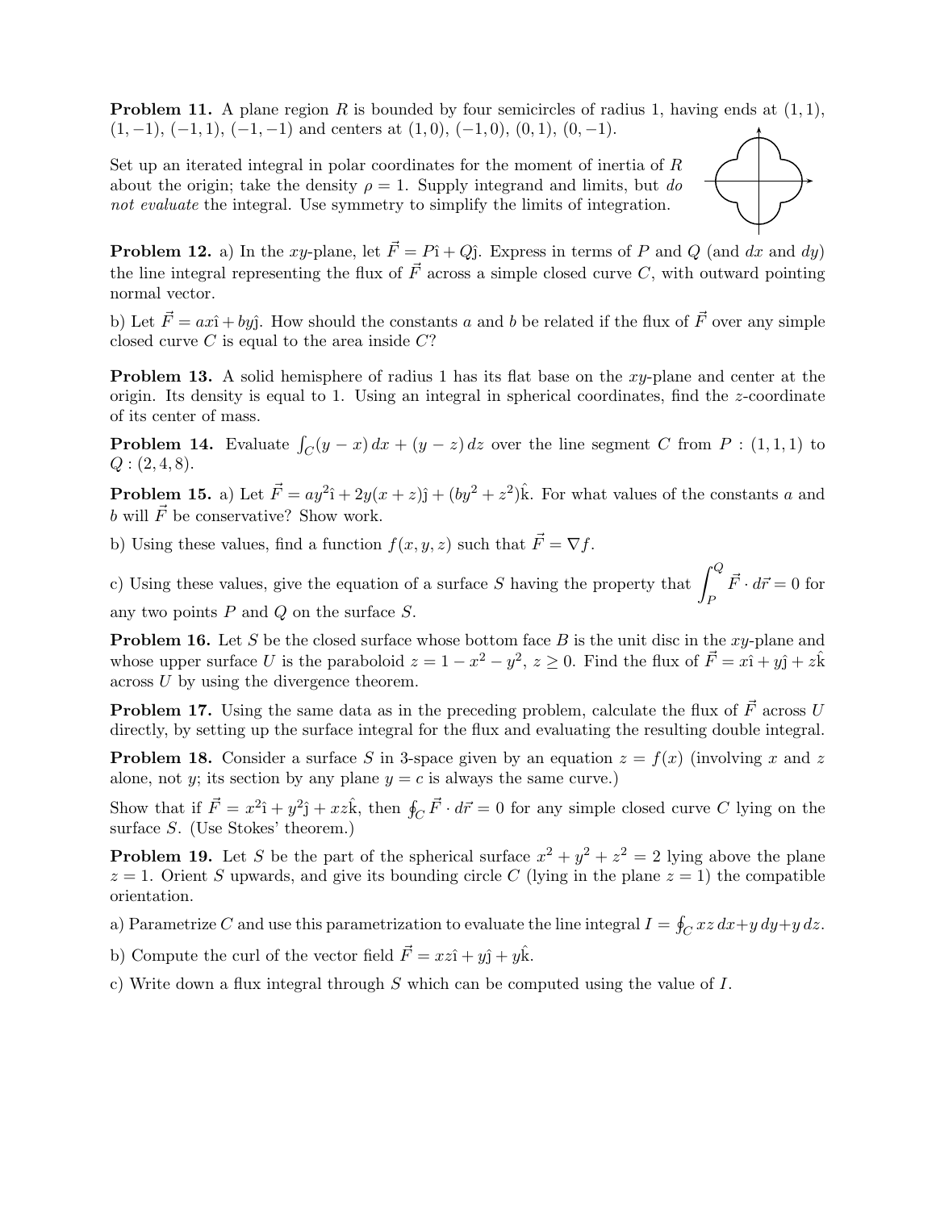**Problem 11.** A plane region $R$ is bounded by four semicircles of radius 1, having ends at $(1,1)$, $(1,-1)$, $(-1,1)$, $(-1,-1)$ and centers at $(1,0)$, $(-1,0)$, $(0,1)$, $(0,-1)$.

Set up an iterated integral in polar coordinates for the moment of inertia of $R$ about the origin; take the density $\rho = 1$. Supply integrand and limits, but *do not evaluate* the integral. Use symmetry to simplify the limits of integration.

**Problem 12.** a) In the $xy$-plane, let $\vec{F} = P\hat{\imath} + Q\hat{\jmath}$. Express in terms of $P$ and $Q$ (and $dx$ and $dy$) the line integral representing the flux of $\vec{F}$ across a simple closed curve $C$, with outward pointing normal vector.

b) Let $\vec{F} = ax\hat{\imath} + by\hat{\jmath}$. How should the constants $a$ and $b$ be related if the flux of $\vec{F}$ over any simple closed curve $C$ is equal to the area inside $C$?

**Problem 13.** A solid hemisphere of radius 1 has its flat base on the $xy$-plane and center at the origin. Its density is equal to 1. Using an integral in spherical coordinates, find the $z$-coordinate of its center of mass.

**Problem 14.** Evaluate $\int_C (y-x)\,dx + (y-z)\,dz$ over the line segment $C$ from $P : (1,1,1)$ to $Q : (2,4,8)$.

**Problem 15.** a) Let $\vec{F} = ay^2\hat{\imath} + 2y(x+z)\hat{\jmath} + (by^2+z^2)\hat{k}$. For what values of the constants $a$ and $b$ will $\vec{F}$ be conservative? Show work.

b) Using these values, find a function $f(x,y,z)$ such that $\vec{F} = \nabla f$.

c) Using these values, give the equation of a surface $S$ having the property that $\displaystyle\int_P^Q \vec{F}\cdot d\vec{r} = 0$ for any two points $P$ and $Q$ on the surface $S$.

**Problem 16.** Let $S$ be the closed surface whose bottom face $B$ is the unit disc in the $xy$-plane and whose upper surface $U$ is the paraboloid $z = 1 - x^2 - y^2$, $z \geq 0$. Find the flux of $\vec{F} = x\hat{\imath} + y\hat{\jmath} + z\hat{k}$ across $U$ by using the divergence theorem.

**Problem 17.** Using the same data as in the preceding problem, calculate the flux of $\vec{F}$ across $U$ directly, by setting up the surface integral for the flux and evaluating the resulting double integral.

**Problem 18.** Consider a surface $S$ in 3-space given by an equation $z = f(x)$ (involving $x$ and $z$ alone, not $y$; its section by any plane $y = c$ is always the same curve.)

Show that if $\vec{F} = x^2\hat{\imath} + y^2\hat{\jmath} + xz\hat{k}$, then $\oint_C \vec{F}\cdot d\vec{r} = 0$ for any simple closed curve $C$ lying on the surface $S$. (Use Stokes' theorem.)

**Problem 19.** Let $S$ be the part of the spherical surface $x^2+y^2+z^2 = 2$ lying above the plane $z = 1$. Orient $S$ upwards, and give its bounding circle $C$ (lying in the plane $z = 1$) the compatible orientation.

a) Parametrize $C$ and use this parametrization to evaluate the line integral $I = \oint_C xz\,dx + y\,dy + y\,dz$.

b) Compute the curl of the vector field $\vec{F} = xz\hat{\imath} + y\hat{\jmath} + y\hat{k}$.

c) Write down a flux integral through $S$ which can be computed using the value of $I$.